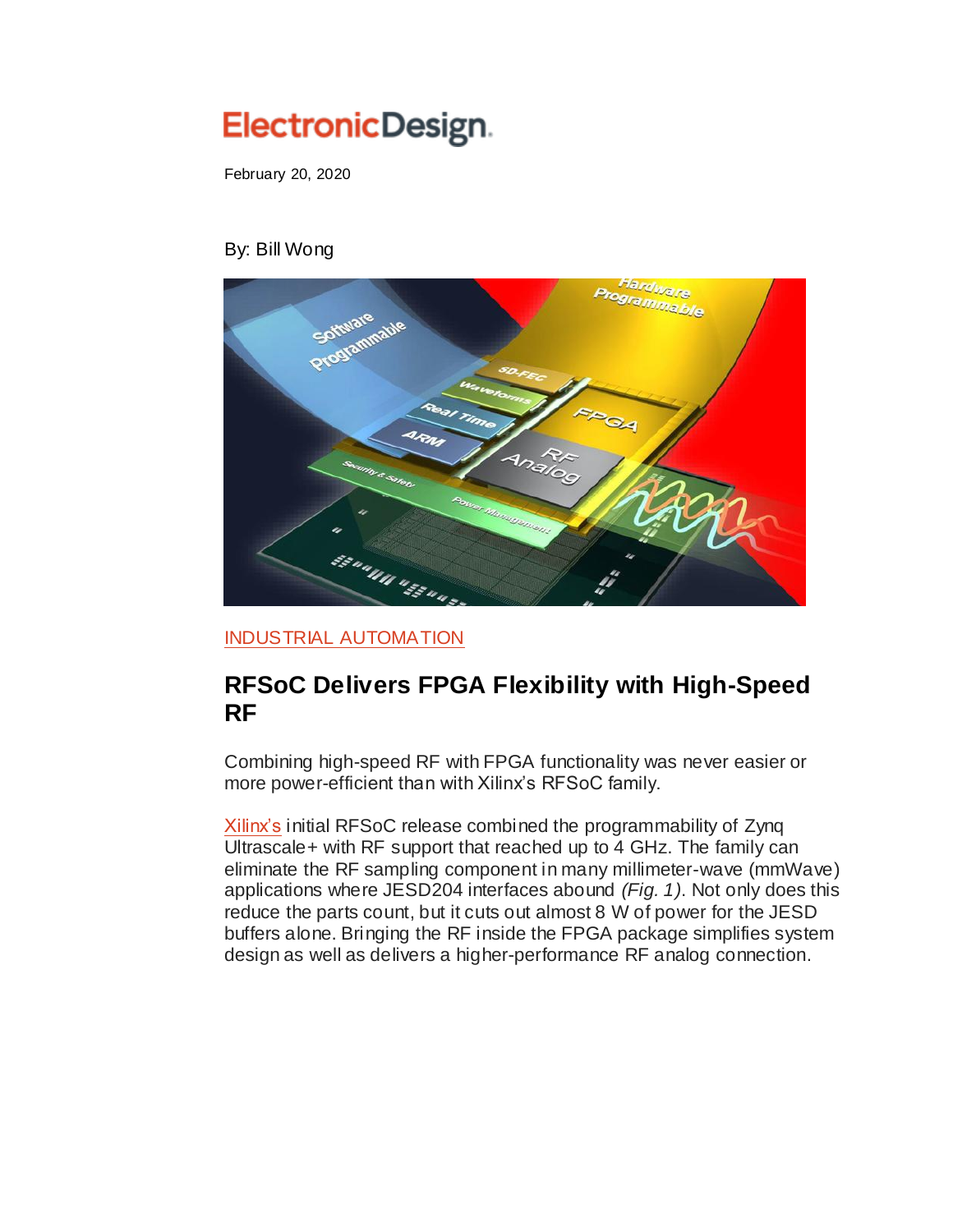ElectronicDesign.

February 20, 2020

By: Bill Wong

INDUSTRIAL AUTOMATION

# RFSoC Delivers FPGA Flexibility with High-Speed RF

Combining high-speed RF with FPGA functionality was never easier or more power-efficient than with Xilinx's RFSoC family.

Xilinx's initial RFSoC release combined the programmability of Zynq Ultrascale+ with RF support that reached up to 4 GHz. The family can eliminate the RF sampling component in many millimeter-wave (mmWave) applications where JESD204 interfaces abound *(Fig. 1)*. Not only does this reduce the parts count, but it cuts out almost 8 W of power for the JESD buffers alone. Bringing the RF inside the FPGA package simplifies system design as well as delivers a higher-performance RF analog connection.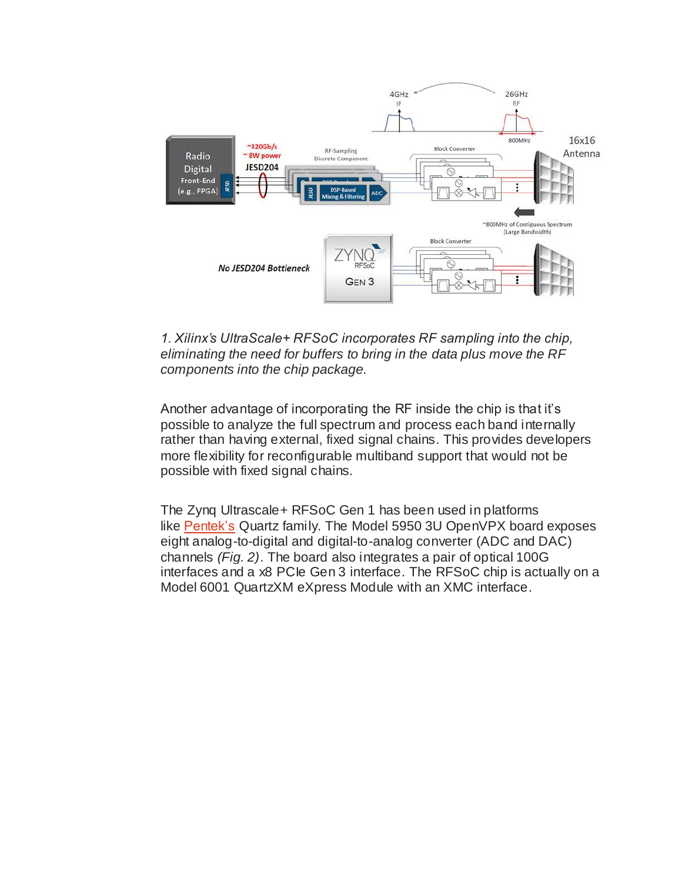*1. Xilinx's UltraScale+ RFSoC incorporates RF sampling into the chip, eliminating the need for buffers to bring in the data plus move the RF components into the chip package.*

Another advantage of incorporating the RF inside the chip is that it's possible to analyze the full spectrum and process each band internally rather than having external, fixed signal chains. This provides developers more flexibility for reconfigurable multiband support that would not be possible with fixed signal chains.

The Zynq Ultrascale+ RFSoC Gen 1 has been used in platforms like Pentek's Quartz family. The Model 5950 3U OpenVPX board exposes eight analog-to-digital and digital-to-analog converter (ADC and DAC) channels *(Fig. 2)*. The board also integrates a pair of optical 100G interfaces and a x8 PCIe Gen 3 interface. The RFSoC chip is actually on a Model 6001 QuartzXM eXpress Module with an XMC interface.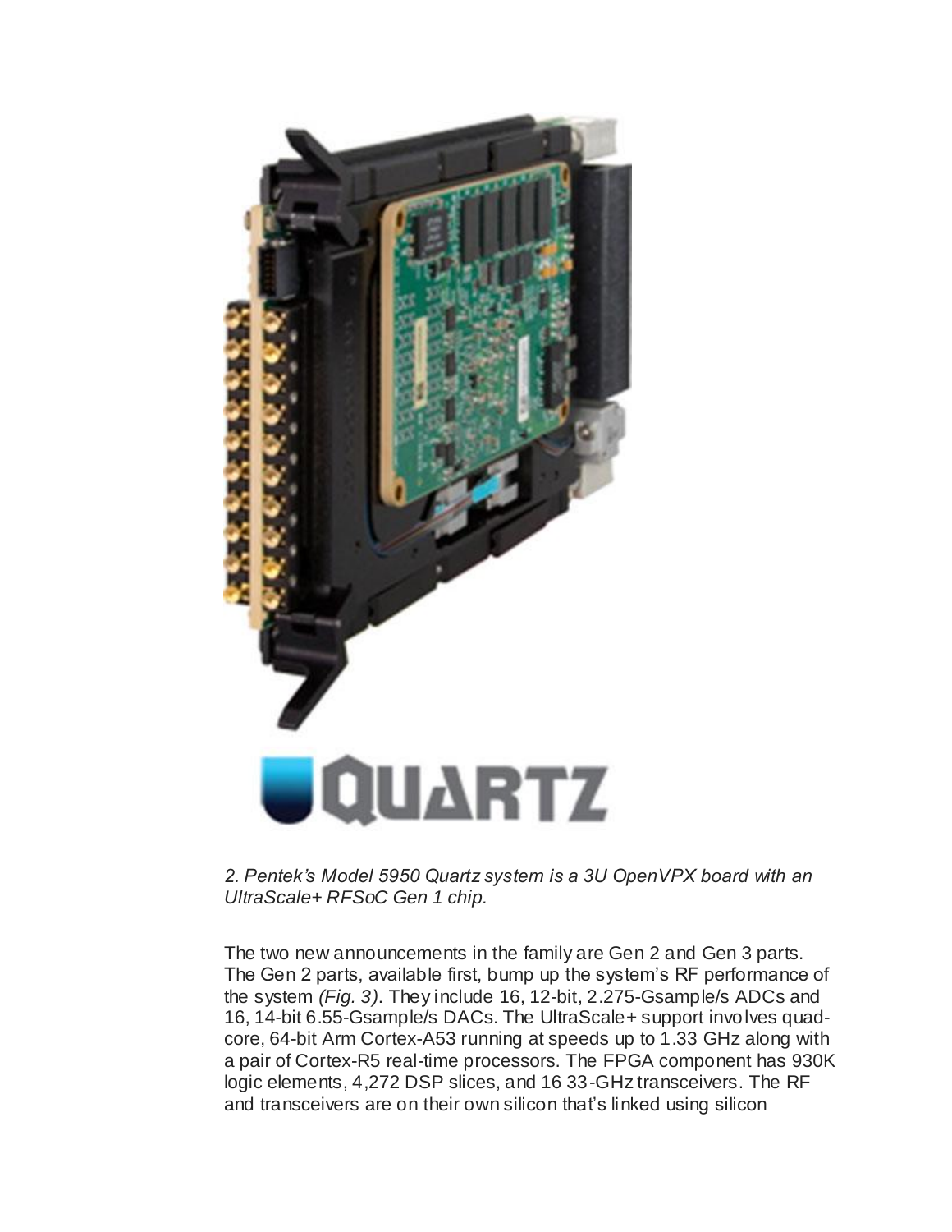*2. Pentek's Model 5950 Quartz system is a 3U OpenVPX board with an UltraScale+ RFSoC Gen 1 chip.*

The two new announcements in the family are Gen 2 and Gen 3 parts. The Gen 2 parts, available first, bump up the system's RF performance of the system *(Fig. 3)*. They include 16, 12-bit, 2.275-Gsample/s ADCs and 16, 14-bit 6.55-Gsample/s DACs. The UltraScale+ support involves quad-core, 64-bit Arm Cortex-A53 running at speeds up to 1.33 GHz along with a pair of Cortex-R5 real-time processors. The FPGA component has 930K logic elements, 4,272 DSP slices, and 16 33-GHz transceivers. The RF and transceivers are on their own silicon that's linked using silicon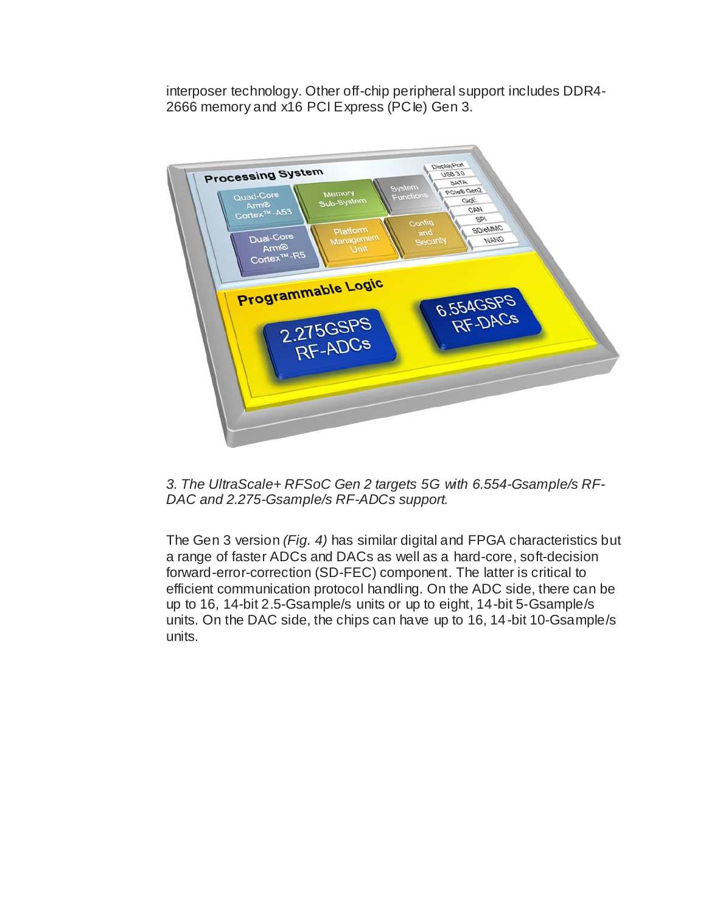interposer technology. Other off-chip peripheral support includes DDR4-2666 memory and x16 PCI Express (PCIe) Gen 3.

*3. The UltraScale+ RFSoC Gen 2 targets 5G with 6.554-Gsample/s RF-DAC and 2.275-Gsample/s RF-ADCs support.*

The Gen 3 version *(Fig. 4)* has similar digital and FPGA characteristics but a range of faster ADCs and DACs as well as a hard-core, soft-decision forward-error-correction (SD-FEC) component. The latter is critical to efficient communication protocol handling. On the ADC side, there can be up to 16, 14-bit 2.5-Gsample/s units or up to eight, 14-bit 5-Gsample/s units. On the DAC side, the chips can have up to 16, 14-bit 10-Gsample/s units.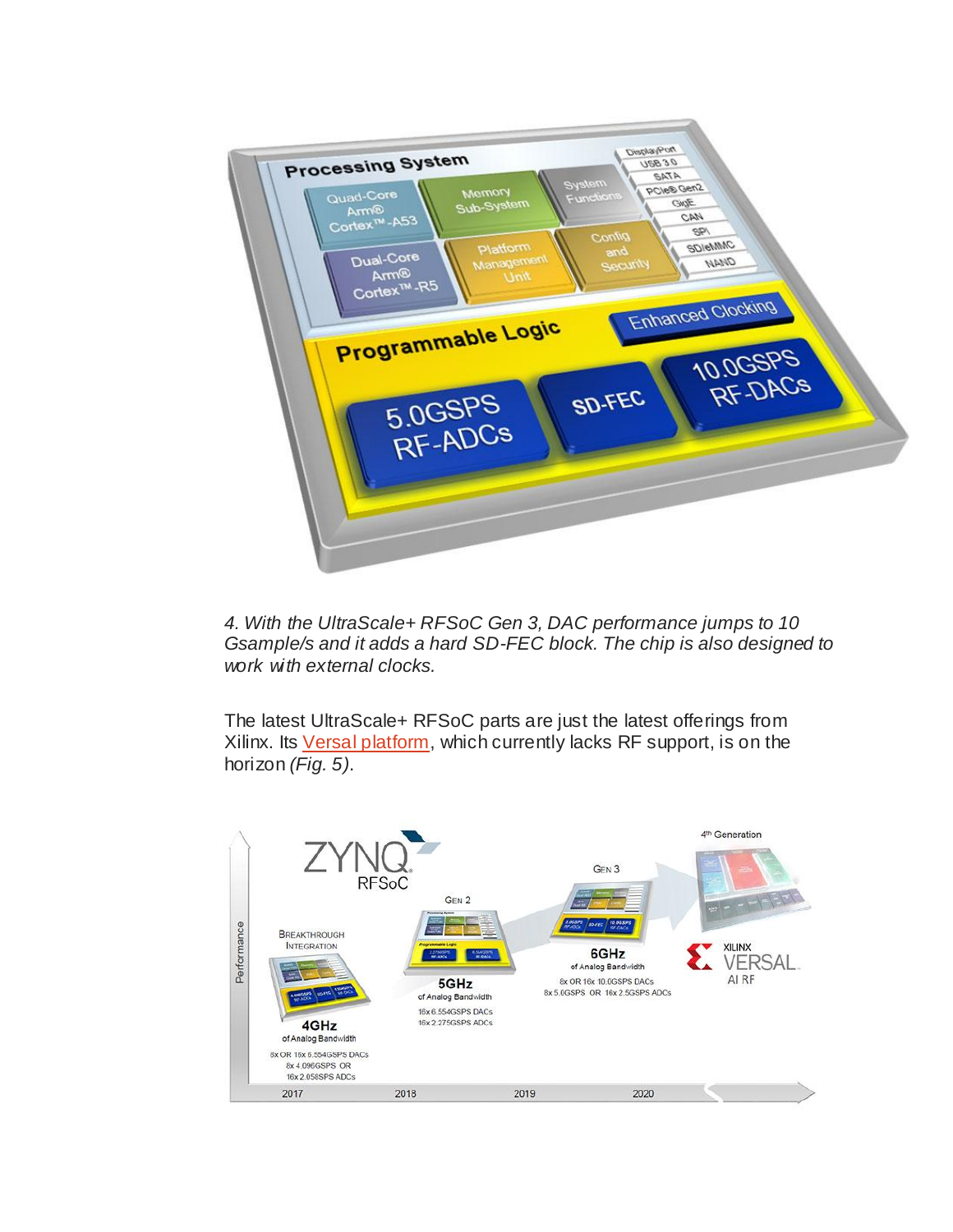*4. With the UltraScale+ RFSoC Gen 3, DAC performance jumps to 10 Gsample/s and it adds a hard SD-FEC block. The chip is also designed to work with external clocks.*

The latest UltraScale+ RFSoC parts are just the latest offerings from Xilinx. Its [Versal platform](), which currently lacks RF support, is on the horizon *(Fig. 5)*.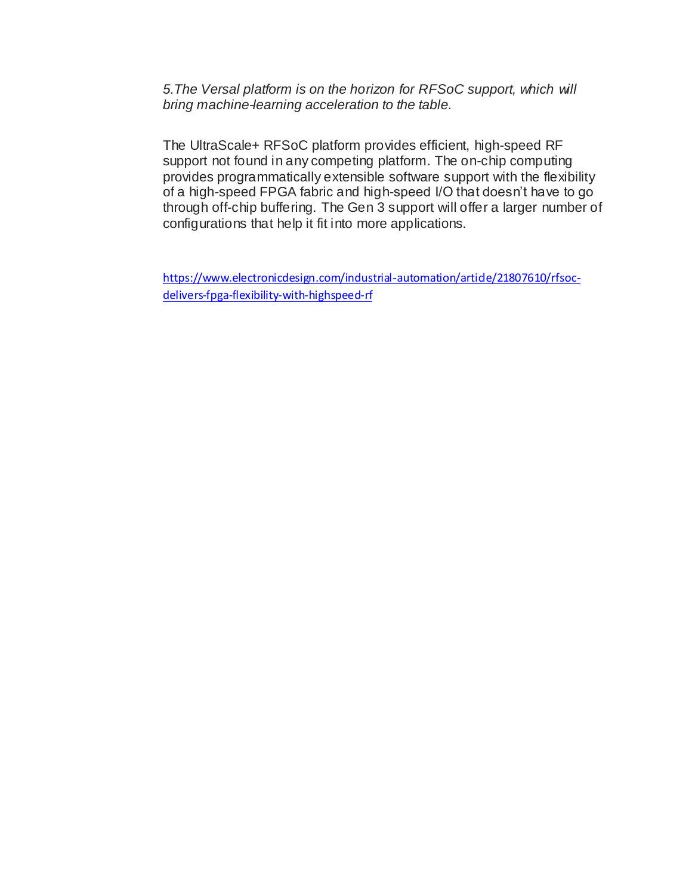*5.The Versal platform is on the horizon for RFSoC support, which will bring machine-learning acceleration to the table.*

The UltraScale+ RFSoC platform provides efficient, high-speed RF support not found in any competing platform. The on-chip computing provides programmatically extensible software support with the flexibility of a high-speed FPGA fabric and high-speed I/O that doesn't have to go through off-chip buffering. The Gen 3 support will offer a larger number of configurations that help it fit into more applications.

https://www.electronicdesign.com/industrial-automation/article/21807610/rfsoc-delivers-fpga-flexibility-with-highspeed-rf